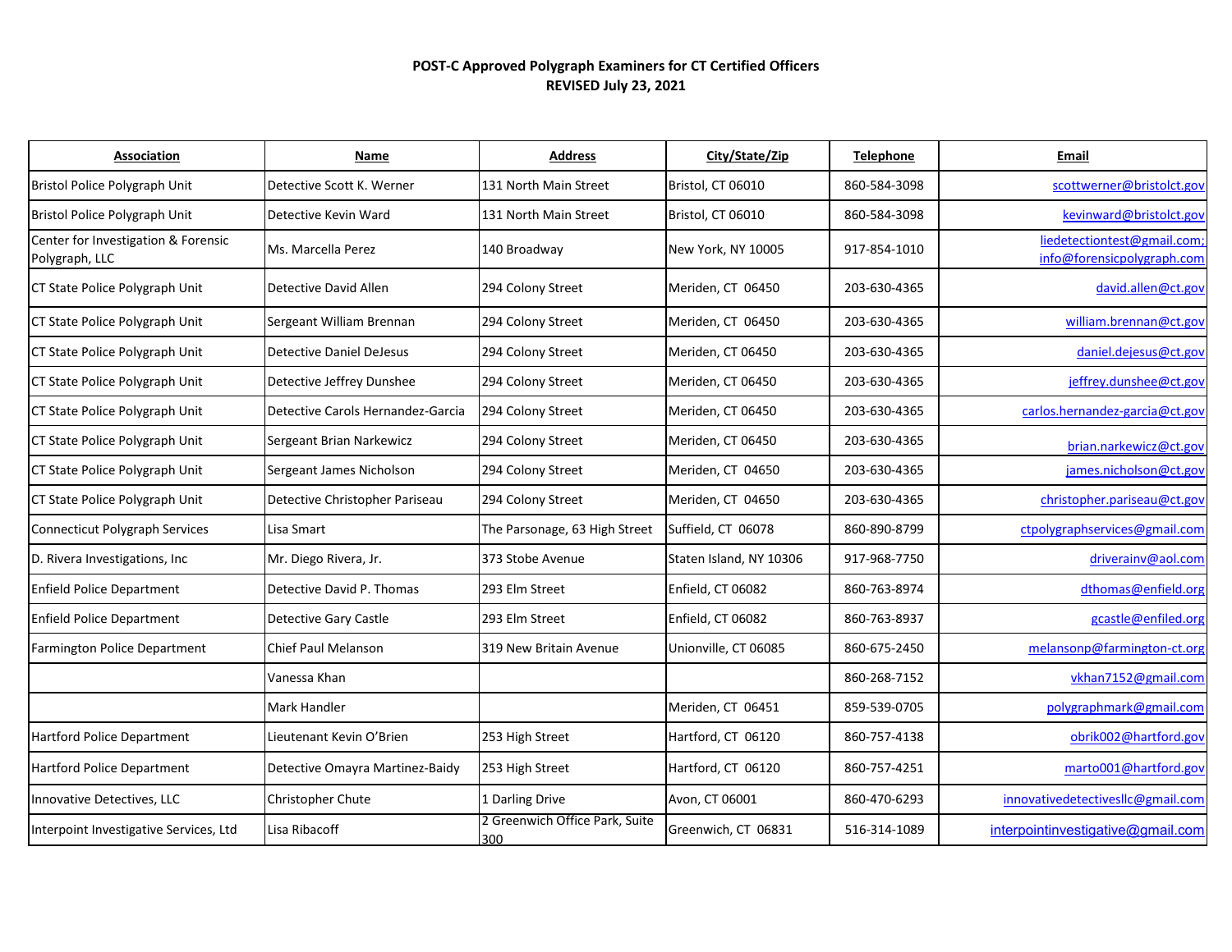**POST-C Approved Polygraph Examiners for CT Certified Officers**
**REVISED July 23, 2021**

| Association | Name | Address | City/State/Zip | Telephone | Email |
|---|---|---|---|---|---|
| Bristol Police Polygraph Unit | Detective Scott K. Werner | 131 North Main Street | Bristol, CT 06010 | 860-584-3098 | scottwerner@bristolct.gov |
| Bristol Police Polygraph Unit | Detective Kevin Ward | 131 North Main Street | Bristol, CT 06010 | 860-584-3098 | kevinward@bristolct.gov |
| Center for Investigation & Forensic Polygraph, LLC | Ms. Marcella Perez | 140 Broadway | New York, NY 10005 | 917-854-1010 | liedetectiontest@gmail.com; info@forensicpolygraph.com |
| CT State Police Polygraph Unit | Detective David Allen | 294 Colony Street | Meriden, CT 06450 | 203-630-4365 | david.allen@ct.gov |
| CT State Police Polygraph Unit | Sergeant William Brennan | 294 Colony Street | Meriden, CT 06450 | 203-630-4365 | william.brennan@ct.gov |
| CT State Police Polygraph Unit | Detective Daniel DeJesus | 294 Colony Street | Meriden, CT 06450 | 203-630-4365 | daniel.dejesus@ct.gov |
| CT State Police Polygraph Unit | Detective Jeffrey Dunshee | 294 Colony Street | Meriden, CT 06450 | 203-630-4365 | jeffrey.dunshee@ct.gov |
| CT State Police Polygraph Unit | Detective Carols Hernandez-Garcia | 294 Colony Street | Meriden, CT 06450 | 203-630-4365 | carlos.hernandez-garcia@ct.gov |
| CT State Police Polygraph Unit | Sergeant Brian Narkewicz | 294 Colony Street | Meriden, CT 06450 | 203-630-4365 | brian.narkewicz@ct.gov |
| CT State Police Polygraph Unit | Sergeant James Nicholson | 294 Colony Street | Meriden, CT 04650 | 203-630-4365 | james.nicholson@ct.gov |
| CT State Police Polygraph Unit | Detective Christopher Pariseau | 294 Colony Street | Meriden, CT 04650 | 203-630-4365 | christopher.pariseau@ct.gov |
| Connecticut Polygraph Services | Lisa Smart | The Parsonage, 63 High Street | Suffield, CT 06078 | 860-890-8799 | ctpolygraphservices@gmail.com |
| D. Rivera Investigations, Inc | Mr. Diego Rivera, Jr. | 373 Stobe Avenue | Staten Island, NY 10306 | 917-968-7750 | driverainv@aol.com |
| Enfield Police Department | Detective David P. Thomas | 293 Elm Street | Enfield, CT 06082 | 860-763-8974 | dthomas@enfield.org |
| Enfield Police Department | Detective Gary Castle | 293 Elm Street | Enfield, CT 06082 | 860-763-8937 | gcastle@enfiled.org |
| Farmington Police Department | Chief Paul Melanson | 319 New Britain Avenue | Unionville, CT 06085 | 860-675-2450 | melansonp@farmington-ct.org |
| | Vanessa Khan | | | 860-268-7152 | vkhan7152@gmail.com |
| | Mark Handler | | Meriden, CT 06451 | 859-539-0705 | polygraphmark@gmail.com |
| Hartford Police Department | Lieutenant Kevin O'Brien | 253 High Street | Hartford, CT 06120 | 860-757-4138 | obrik002@hartford.gov |
| Hartford Police Department | Detective Omayra Martinez-Baidy | 253 High Street | Hartford, CT 06120 | 860-757-4251 | marto001@hartford.gov |
| Innovative Detectives, LLC | Christopher Chute | 1 Darling Drive | Avon, CT 06001 | 860-470-6293 | innovativedetectivesllc@gmail.com |
| Interpoint Investigative Services, Ltd | Lisa Ribacoff | 2 Greenwich Office Park, Suite 300 | Greenwich, CT 06831 | 516-314-1089 | interpointinvestigative@gmail.com |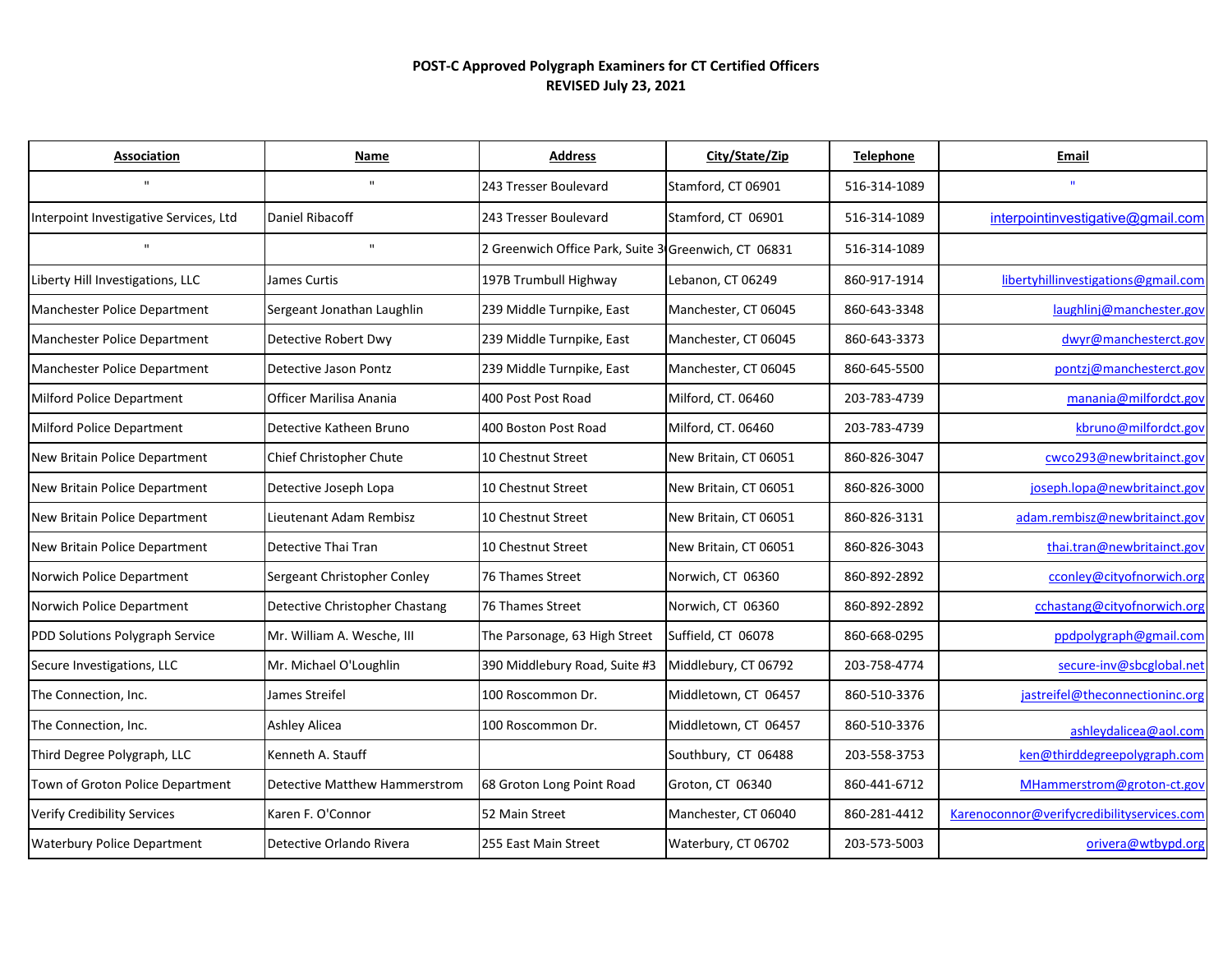**POST-C Approved Polygraph Examiners for CT Certified Officers**
**REVISED July 23, 2021**

| Association | Name | Address | City/State/Zip | Telephone | Email |
|---|---|---|---|---|---|
| " | " | 243 Tresser Boulevard | Stamford, CT 06901 | 516-314-1089 | " |
| Interpoint Investigative Services, Ltd | Daniel Ribacoff | 243 Tresser Boulevard | Stamford, CT 06901 | 516-314-1089 | interpointinvestigative@gmail.com |
| " | " | 2 Greenwich Office Park, Suite 3 | Greenwich, CT 06831 | 516-314-1089 | |
| Liberty Hill Investigations, LLC | James Curtis | 197B Trumbull Highway | Lebanon, CT 06249 | 860-917-1914 | libertyhillinvestigations@gmail.com |
| Manchester Police Department | Sergeant Jonathan Laughlin | 239 Middle Turnpike, East | Manchester, CT 06045 | 860-643-3348 | laughlinj@manchester.gov |
| Manchester Police Department | Detective Robert Dwy | 239 Middle Turnpike, East | Manchester, CT 06045 | 860-643-3373 | dwyr@manchesterct.gov |
| Manchester Police Department | Detective Jason Pontz | 239 Middle Turnpike, East | Manchester, CT 06045 | 860-645-5500 | pontzj@manchesterct.gov |
| Milford Police Department | Officer Marilisa Anania | 400 Post Post Road | Milford, CT. 06460 | 203-783-4739 | manania@milfordct.gov |
| Milford Police Department | Detective Katheen Bruno | 400 Boston Post Road | Milford, CT. 06460 | 203-783-4739 | kbruno@milfordct.gov |
| New Britain Police Department | Chief Christopher Chute | 10 Chestnut Street | New Britain, CT 06051 | 860-826-3047 | cwco293@newbritainct.gov |
| New Britain Police Department | Detective Joseph Lopa | 10 Chestnut Street | New Britain, CT 06051 | 860-826-3000 | joseph.lopa@newbritainct.gov |
| New Britain Police Department | Lieutenant Adam Rembisz | 10 Chestnut Street | New Britain, CT 06051 | 860-826-3131 | adam.rembisz@newbritainct.gov |
| New Britain Police Department | Detective Thai Tran | 10 Chestnut Street | New Britain, CT 06051 | 860-826-3043 | thai.tran@newbritainct.gov |
| Norwich Police Department | Sergeant Christopher Conley | 76 Thames Street | Norwich, CT 06360 | 860-892-2892 | cconley@cityofnorwich.org |
| Norwich Police Department | Detective Christopher Chastang | 76 Thames Street | Norwich, CT 06360 | 860-892-2892 | cchastang@cityofnorwich.org |
| PDD Solutions Polygraph Service | Mr. William A. Wesche, III | The Parsonage, 63 High Street | Suffield, CT 06078 | 860-668-0295 | ppdpolygraph@gmail.com |
| Secure Investigations, LLC | Mr. Michael O'Loughlin | 390 Middlebury Road, Suite #3 | Middlebury, CT 06792 | 203-758-4774 | secure-inv@sbcglobal.net |
| The Connection, Inc. | James Streifel | 100 Roscommon Dr. | Middletown, CT 06457 | 860-510-3376 | jastreifel@theconnectioninc.org |
| The Connection, Inc. | Ashley Alicea | 100 Roscommon Dr. | Middletown, CT 06457 | 860-510-3376 | ashleydalicea@aol.com |
| Third Degree Polygraph, LLC | Kenneth A. Stauff | | Southbury, CT 06488 | 203-558-3753 | ken@thirddegreepolygraph.com |
| Town of Groton Police Department | Detective Matthew Hammerstrom | 68 Groton Long Point Road | Groton, CT 06340 | 860-441-6712 | MHammerstrom@groton-ct.gov |
| Verify Credibility Services | Karen F. O'Connor | 52 Main Street | Manchester, CT 06040 | 860-281-4412 | Karenoconnor@verifycredibilityservices.com |
| Waterbury Police Department | Detective Orlando Rivera | 255 East Main Street | Waterbury, CT 06702 | 203-573-5003 | orivera@wtbypd.org |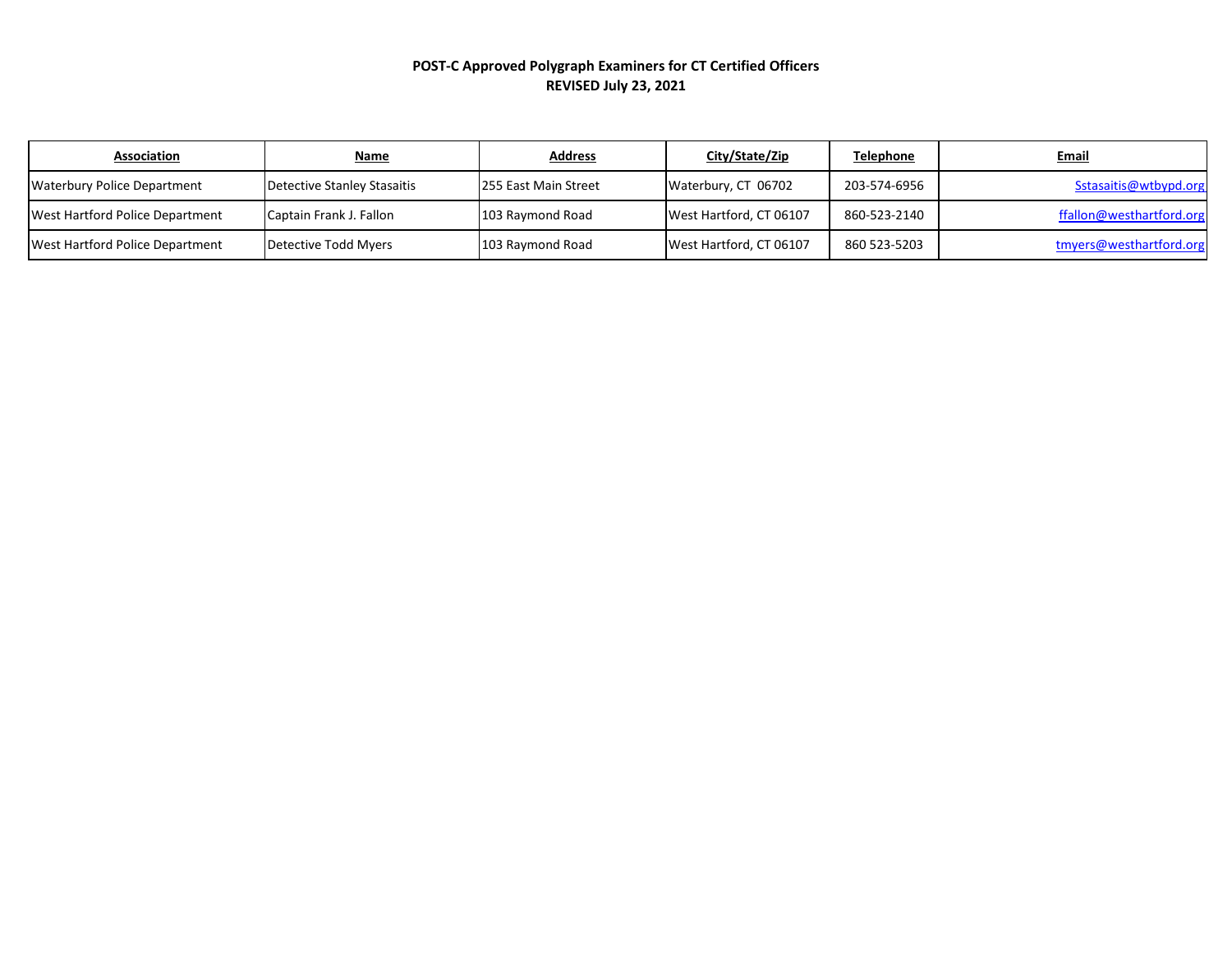**POST-C Approved Polygraph Examiners for CT Certified Officers**
**REVISED July 23, 2021**

| Association | Name | Address | City/State/Zip | Telephone | Email |
|---|---|---|---|---|---|
| Waterbury Police Department | Detective Stanley Stasaitis | 255 East Main Street | Waterbury, CT 06702 | 203-574-6956 | Sstasaitis@wtbypd.org |
| West Hartford Police Department | Captain Frank J. Fallon | 103 Raymond Road | West Hartford, CT 06107 | 860-523-2140 | ffallon@westhartford.org |
| West Hartford Police Department | Detective Todd Myers | 103 Raymond Road | West Hartford, CT 06107 | 860 523-5203 | tmyers@westhartford.org |